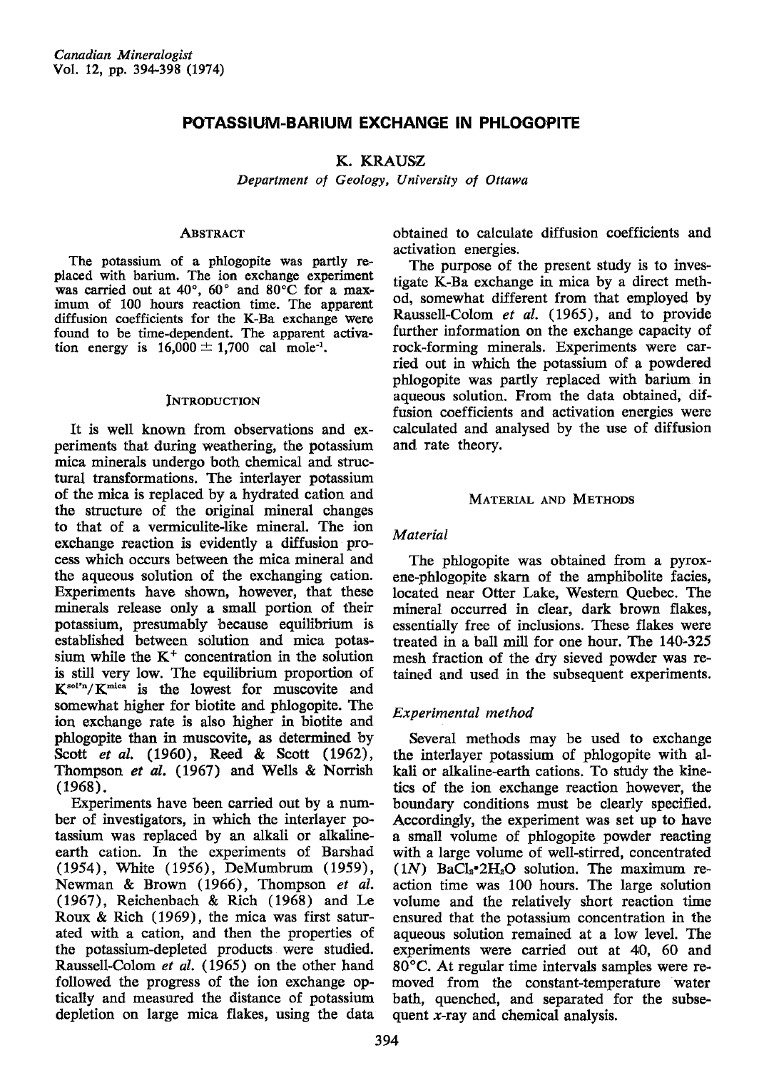# POTASSIUM-BARIUM EXCHANGE IN PHLOGOPITE

K. KRAUSZ

*Department of Geology, University of Ottawa*

## ABSTRACT

The potassium of a phlogopite was partly replaced with barium. The ion exchange experiment was carried out at 40°, 60° and 80°C for a maximum of 100 hours reaction time. The apparent diffusion coefficients for the K-Ba exchange were found to be time-dependent. The apparent activation energy is $16{,}000 \pm 1{,}700$ cal mole$^{-1}$.

## INTRODUCTION

It is well known from observations and experiments that during weathering, the potassium mica minerals undergo both chemical and structural transformations. The interlayer potassium of the mica is replaced by a hydrated cation and the structure of the original mineral changes to that of a vermiculite-like mineral. The ion exchange reaction is evidently a diffusion process which occurs between the mica mineral and the aqueous solution of the exchanging cation. Experiments have shown, however, that these minerals release only a small portion of their potassium, presumably because equilibrium is established between solution and mica potassium while the $K^+$ concentration in the solution is still very low. The equilibrium proportion of $K^{sol'n}/K^{mica}$ is the lowest for muscovite and somewhat higher for biotite and phlogopite. The ion exchange rate is also higher in biotite and phlogopite than in muscovite, as determined by Scott *et al.* (1960), Reed & Scott (1962), Thompson *et al.* (1967) and Wells & Norrish (1968).

Experiments have been carried out by a number of investigators, in which the interlayer potassium was replaced by an alkali or alkaline-earth cation. In the experiments of Barshad (1954), White (1956), DeMumbrum (1959), Newman & Brown (1966), Thompson *et al.* (1967), Reichenbach & Rich (1968) and Le Roux & Rich (1969), the mica was first saturated with a cation, and then the properties of the potassium-depleted products were studied. Raussell-Colom *et al.* (1965) on the other hand followed the progress of the ion exchange optically and measured the distance of potassium depletion on large mica flakes, using the data obtained to calculate diffusion coefficients and activation energies.

The purpose of the present study is to investigate K-Ba exchange in mica by a direct method, somewhat different from that employed by Raussell-Colom *et al.* (1965), and to provide further information on the exchange capacity of rock-forming minerals. Experiments were carried out in which the potassium of a powdered phlogopite was partly replaced with barium in aqueous solution. From the data obtained, diffusion coefficients and activation energies were calculated and analysed by the use of diffusion and rate theory.

## MATERIAL AND METHODS

### *Material*

The phlogopite was obtained from a pyroxene-phlogopite skarn of the amphibolite facies, located near Otter Lake, Western Quebec. The mineral occurred in clear, dark brown flakes, essentially free of inclusions. These flakes were treated in a ball mill for one hour. The 140-325 mesh fraction of the dry sieved powder was retained and used in the subsequent experiments.

### *Experimental method*

Several methods may be used to exchange the interlayer potassium of phlogopite with alkali or alkaline-earth cations. To study the kinetics of the ion exchange reaction however, the boundary conditions must be clearly specified. Accordingly, the experiment was set up to have a small volume of phlogopite powder reacting with a large volume of well-stirred, concentrated ($1N$) $BaCl_2 \cdot 2H_2O$ solution. The maximum reaction time was 100 hours. The large solution volume and the relatively short reaction time ensured that the potassium concentration in the aqueous solution remained at a low level. The experiments were carried out at 40, 60 and 80°C. At regular time intervals samples were removed from the constant-temperature water bath, quenched, and separated for the subsequent $x$-ray and chemical analysis.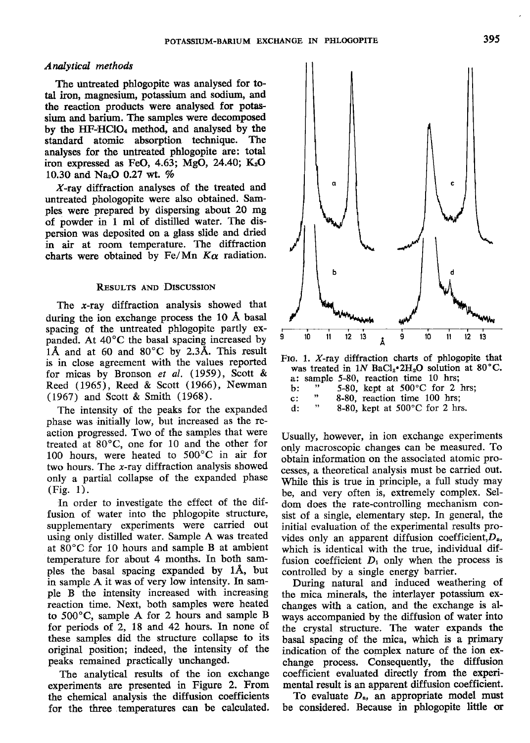### *Analytical methods*

The untreated phlogopite was analysed for total iron, magnesium, potassium and sodium, and the reaction products were analysed for potassium and barium. The samples were decomposed by the HF-$HClO_4$ method, and analysed by the standard atomic absorption technique. The analyses for the untreated phlogopite are: total iron expressed as FeO, 4.63; MgO, 24.40; $K_2O$ 10.30 and $Na_2O$ 0.27 wt. %

*X*-ray diffraction analyses of the treated and untreated phologopite were also obtained. Samples were prepared by dispersing about 20 mg of powder in 1 ml of distilled water. The dispersion was deposited on a glass slide and dried in air at room temperature. The diffraction charts were obtained by Fe/Mn $K\alpha$ radiation.

## Results and Discussion

The *x*-ray diffraction analysis showed that during the ion exchange process the 10 Å basal spacing of the untreated phlogopite partly expanded. At 40°C the basal spacing increased by 1Å and at 60 and 80°C by 2.3Å. This result is in close agreement with the values reported for micas by Bronson *et al.* (1959), Scott & Reed (1965), Reed & Scott (1966), Newman (1967) and Scott & Smith (1968).

The intensity of the peaks for the expanded phase was initially low, but increased as the reaction progressed. Two of the samples that were treated at 80°C, one for 10 and the other for 100 hours, were heated to 500°C in air for two hours. The *x*-ray diffraction analysis showed only a partial collapse of the expanded phase (Fig. 1).

In order to investigate the effect of the diffusion of water into the phlogopite structure, supplementary experiments were carried out using only distilled water. Sample A was treated at 80°C for 10 hours and sample B at ambient temperature for about 4 months. In both samples the basal spacing expanded by 1Å, but in sample A it was of very low intensity. In sample B the intensity increased with increasing reaction time. Next, both samples were heated to 500°C, sample A for 2 hours and sample B for periods of 2, 18 and 42 hours. In none of these samples did the structure collapse to its original position; indeed, the intensity of the peaks remained practically unchanged.

The analytical results of the ion exchange experiments are presented in Figure 2. From the chemical analysis the diffusion coefficients for the three temperatures can be calculated.

FIG. 1. *X*-ray diffraction charts of phlogopite that was treated in 1*N* $BaCl_2 \cdot 2H_2O$ solution at 80°C.
a: sample 5-80, reaction time 10 hrs;
b: " 5-80, kept at 500°C for 2 hrs;
c: " 8-80, reaction time 100 hrs;
d: " 8-80, kept at 500°C for 2 hrs.

Usually, however, in ion exchange experiments only macroscopic changes can be measured. To obtain information on the associated atomic processes, a theoretical analysis must be carried out. While this is true in principle, a full study may be, and very often is, extremely complex. Seldom does the rate-controlling mechanism consist of a single, elementary step. In general, the initial evaluation of the experimental results provides only an apparent diffusion coefficient, $D_a$, which is identical with the true, individual diffusion coefficient $D_i$ only when the process is controlled by a single energy barrier.

During natural and induced weathering of the mica minerals, the interlayer potassium exchanges with a cation, and the exchange is always accompanied by the diffusion of water into the crystal structure. The water expands the basal spacing of the mica, which is a primary indication of the complex nature of the ion exchange process. Consequently, the diffusion coefficient evaluated directly from the experimental result is an apparent diffusion coefficient.

To evaluate $D_a$, an appropriate model must be considered. Because in phlogopite little or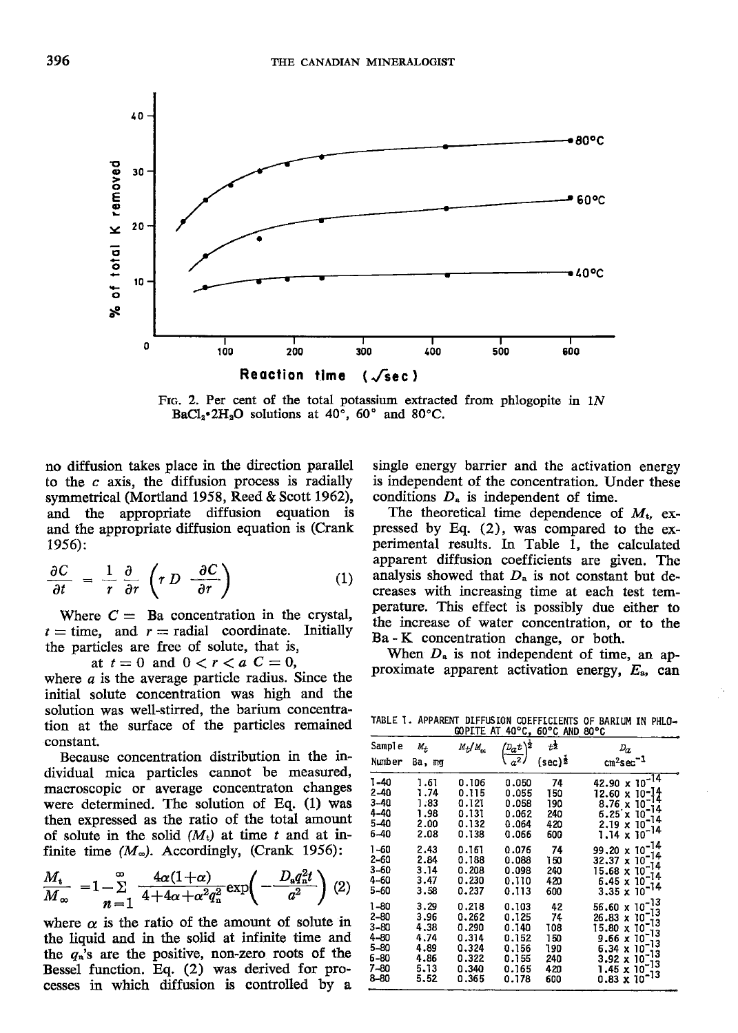FIG. 2. Per cent of the total potassium extracted from phlogopite in 1N $BaCl_2 \cdot 2H_2O$ solutions at 40°, 60° and 80°C.

no diffusion takes place in the direction parallel to the c axis, the diffusion process is radially symmetrical (Mortland 1958, Reed & Scott 1962), and the appropriate diffusion equation is and the appropriate diffusion equation is (Crank 1956):

$$\frac{\partial C}{\partial t} = \frac{1}{r} \frac{\partial}{\partial r} \left( r D \frac{\partial C}{\partial r} \right) \quad (1)$$

Where $C$ = Ba concentration in the crystal, $t$ = time, and $r$ = radial coordinate. Initially the particles are free of solute, that is,

at $t = 0$ and $0 < r < a$ $C = 0$,

where $a$ is the average particle radius. Since the initial solute concentration was high and the solution was well-stirred, the barium concentration at the surface of the particles remained constant.

Because concentration distribution in the individual mica particles cannot be measured, macroscopic or average concentraton changes were determined. The solution of Eq. (1) was then expressed as the ratio of the total amount of solute in the solid ($M_t$) at time $t$ and at infinite time ($M_\infty$). Accordingly, (Crank 1956):

$$\frac{M_t}{M_\infty} = 1 - \sum_{n=1}^{\infty} \frac{4\alpha(1+\alpha)}{4+4\alpha+\alpha^2 q_n^2} \exp\left(-\frac{D_a q_n^2 t}{a^2}\right) \quad (2)$$

where $\alpha$ is the ratio of the amount of solute in the liquid and in the solid at infinite time and the $q_n$'s are the positive, non-zero roots of the Bessel function. Eq. (2) was derived for processes in which diffusion is controlled by a single energy barrier and the activation energy is independent of the concentration. Under these conditions $D_a$ is independent of time.

The theoretical time dependence of $M_t$, expressed by Eq. (2), was compared to the experimental results. In Table 1, the calculated apparent diffusion coefficients are given. The analysis showed that $D_a$ is not constant but decreases with increasing time at each test temperature. This effect is possibly due either to the increase of water concentration, or to the Ba - K concentration change, or both.

When $D_a$ is not independent of time, an approximate apparent activation energy, $E_a$, can

TABLE 1. APPARENT DIFFUSION COEFFICIENTS OF BARIUM IN PHLOGOPITE AT 40°C, 60°C AND 80°C

| Sample Number | $M_t$ Ba, mg | $M_t/M_\infty$ | $\left(\frac{D_a t}{a^2}\right)^{\frac{1}{2}}$ | $t^{\frac{1}{2}}$ (sec)$^{\frac{1}{2}}$ | $D_a$ cm$^2$sec$^{-1}$ |
|---|---|---|---|---|---|
| 1-40 | 1.61 | 0.106 | 0.050 | 74 | $42.90 \times 10^{-14}$ |
| 2-40 | 1.74 | 0.115 | 0.055 | 150 | $12.60 \times 10^{-14}$ |
| 3-40 | 1.83 | 0.121 | 0.058 | 190 | $8.76 \times 10^{-14}$ |
| 4-40 | 1.98 | 0.131 | 0.062 | 240 | $6.25 \times 10^{-14}$ |
| 5-40 | 2.00 | 0.132 | 0.064 | 420 | $2.19 \times 10^{-14}$ |
| 6-40 | 2.08 | 0.138 | 0.066 | 600 | $1.14 \times 10^{-14}$ |
| 1-60 | 2.43 | 0.161 | 0.076 | 74 | $99.20 \times 10^{-14}$ |
| 2-60 | 2.84 | 0.188 | 0.088 | 150 | $32.37 \times 10^{-14}$ |
| 3-60 | 3.14 | 0.208 | 0.098 | 240 | $15.68 \times 10^{-14}$ |
| 4-60 | 3.47 | 0.230 | 0.110 | 420 | $6.45 \times 10^{-14}$ |
| 5-60 | 3.58 | 0.237 | 0.113 | 600 | $3.35 \times 10^{-14}$ |
| 1-80 | 3.29 | 0.218 | 0.103 | 42 | $56.60 \times 10^{-13}$ |
| 2-80 | 3.96 | 0.262 | 0.125 | 74 | $26.83 \times 10^{-13}$ |
| 3-80 | 4.38 | 0.290 | 0.140 | 108 | $15.80 \times 10^{-13}$ |
| 4-80 | 4.74 | 0.314 | 0.152 | 150 | $9.66 \times 10^{-13}$ |
| 5-80 | 4.89 | 0.324 | 0.156 | 190 | $6.34 \times 10^{-13}$ |
| 6-80 | 4.86 | 0.322 | 0.155 | 240 | $3.92 \times 10^{-13}$ |
| 7-80 | 5.13 | 0.340 | 0.165 | 420 | $1.45 \times 10^{-13}$ |
| 8-80 | 5.52 | 0.365 | 0.178 | 600 | $0.83 \times 10^{-13}$ |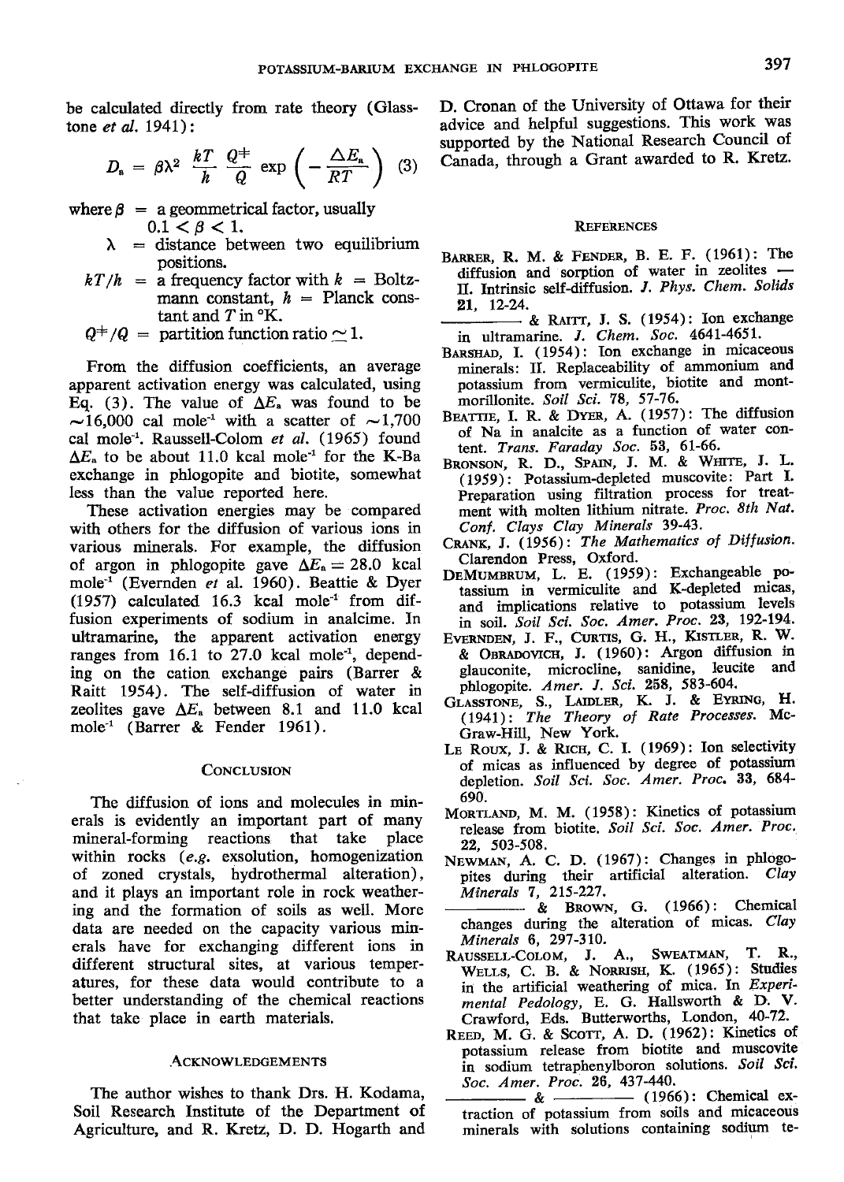be calculated directly from rate theory (Glasstone *et al.* 1941):

$$D_a = \beta\lambda^2 \frac{kT}{h} \frac{Q^{\mp}}{Q} \exp\left(-\frac{\Delta E_a}{RT}\right) \quad (3)$$

where $\beta$ = a geommetrical factor, usually $0.1 < \beta < 1$.

$\lambda$ = distance between two equilibrium positions.

$kT/h$ = a frequency factor with $k$ = Boltzmann constant, $h$ = Planck constant and $T$ in °K.

$Q^{\mp}/Q$ = partition function ratio $\simeq 1$.

From the diffusion coefficients, an average apparent activation energy was calculated, using Eq. (3). The value of $\Delta E_a$ was found to be ~16,000 cal mole$^{-1}$ with a scatter of ~1,700 cal mole$^{-1}$. Raussell-Colom *et al.* (1965) found $\Delta E_a$ to be about 11.0 kcal mole$^{-1}$ for the K-Ba exchange in phlogopite and biotite, somewhat less than the value reported here.

These activation energies may be compared with others for the diffusion of various ions in various minerals. For example, the diffusion of argon in phlogopite gave $\Delta E_a = 28.0$ kcal mole$^{-1}$ (Evernden *et* al. 1960). Beattie & Dyer (1957) calculated 16.3 kcal mole$^{-1}$ from diffusion experiments of sodium in analcime. In ultramarine, the apparent activation energy ranges from 16.1 to 27.0 kcal mole$^{-1}$, depending on the cation exchange pairs (Barrer & Raitt 1954). The self-diffusion of water in zeolites gave $\Delta E_a$ between 8.1 and 11.0 kcal mole$^{-1}$ (Barrer & Fender 1961).

## Conclusion

The diffusion of ions and molecules in minerals is evidently an important part of many mineral-forming reactions that take place within rocks (*e.g.* exsolution, homogenization of zoned crystals, hydrothermal alteration), and it plays an important role in rock weathering and the formation of soils as well. More data are needed on the capacity various minerals have for exchanging different ions in different structural sites, at various temperatures, for these data would contribute to a better understanding of the chemical reactions that take place in earth materials.

## Acknowledgements

The author wishes to thank Drs. H. Kodama, Soil Research Institute of the Department of Agriculture, and R. Kretz, D. D. Hogarth and D. Cronan of the University of Ottawa for their advice and helpful suggestions. This work was supported by the National Research Council of Canada, through a Grant awarded to R. Kretz.

## References

Barrer, R. M. & Fender, B. E. F. (1961): The diffusion and sorption of water in zeolites — II. Intrinsic self-diffusion. *J. Phys. Chem. Solids* **21**, 12-24.

———— & Raitt, J. S. (1954): Ion exchange in ultramarine. *J. Chem. Soc.* 4641-4651.

Barshad, I. (1954): Ion exchange in micaceous minerals: II. Replaceability of ammonium and potassium from vermiculite, biotite and montmorillonite. *Soil Sci.* **78**, 57-76.

Beattie, I. R. & Dyer, A. (1957): The diffusion of Na in analcite as a function of water content. *Trans. Faraday Soc.* **53**, 61-66.

Bronson, R. D., Spain, J. M. & White, J. L. (1959): Potassium-depleted muscovite: Part I. Preparation using filtration process for treatment with molten lithium nitrate. *Proc. 8th Nat. Conf. Clays Clay Minerals* 39-43.

Crank, J. (1956): *The Mathematics of Diffusion.* Clarendon Press, Oxford.

DeMumbrum, L. E. (1959): Exchangeable potassium in vermiculite and K-depleted micas, and implications relative to potassium levels in soil. *Soil Sci. Soc. Amer. Proc.* **23**, 192-194.

Evernden, J. F., Curtis, G. H., Kistler, R. W. & Obradovich, J. (1960): Argon diffusion in glauconite, microcline, sanidine, leucite and phlogopite. *Amer. J. Sci.* **258**, 583-604.

Glasstone, S., Laidler, K. J. & Eyring, H. (1941): *The Theory of Rate Processes.* McGraw-Hill, New York.

Le Roux, J. & Rich, C. I. (1969): Ion selectivity of micas as influenced by degree of potassium depletion. *Soil Sci. Soc. Amer. Proc.* **33**, 684-690.

Mortland, M. M. (1958): Kinetics of potassium release from biotite. *Soil Sci. Soc. Amer. Proc.* **22**, 503-508.

Newman, A. C. D. (1967): Changes in phlogopites during their artificial alteration. *Clay Minerals* **7**, 215-227.

———— & Brown, G. (1966): Chemical changes during the alteration of micas. *Clay Minerals* **6**, 297-310.

Raussell-Colom, J. A., Sweatman, T. R., Wells, C. B. & Norrish, K. (1965): Studies in the artificial weathering of mica. In *Experimental Pedology*, E. G. Hallsworth & D. V. Crawford, Eds. Butterworths, London, 40-72.

Reed, M. G. & Scott, A. D. (1962): Kinetics of potassium release from biotite and muscovite in sodium tetraphenylboron solutions. *Soil Sci. Soc. Amer. Proc.* **26**, 437-440.

———— & ———— (1966): Chemical extraction of potassium from soils and micaceous minerals with solutions containing sodium te-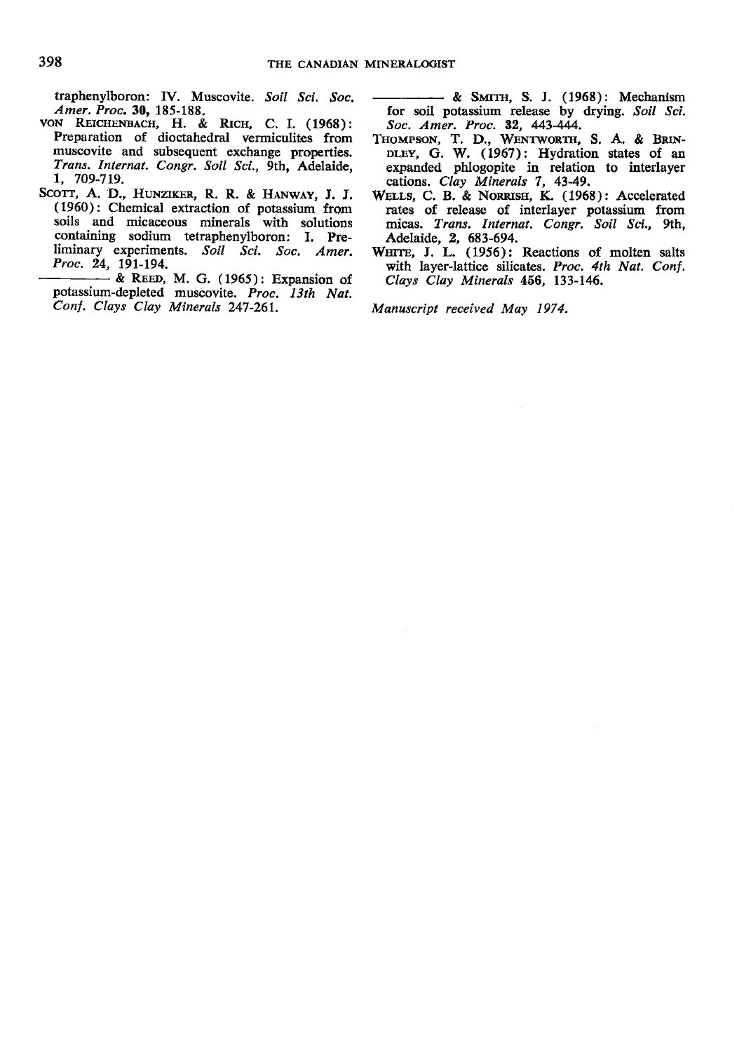traphenylboron: IV. Muscovite. *Soil Sci. Soc. Amer. Proc.* **30**, 185-188.

von Reichenbach, H. & Rich, C. I. (1968): Preparation of dioctahedral vermiculites from muscovite and subsequent exchange properties. *Trans. Internat. Congr. Soil Sci.*, 9th, Adelaide, 1, 709-719.

Scott, A. D., Hunziker, R. R. & Hanway, J. J. (1960): Chemical extraction of potassium from soils and micaceous minerals with solutions containing sodium tetraphenylboron: I. Preliminary experiments. *Soil Sci. Soc. Amer. Proc.* 24, 191-194.

——— & Reed, M. G. (1965): Expansion of potassium-depleted muscovite. *Proc. 13th Nat. Conf. Clays Clay Minerals* 247-261.

——— & Smith, S. J. (1968): Mechanism for soil potassium release by drying. *Soil Sci. Soc. Amer. Proc.* **32**, 443-444.

Thompson, T. D., Wentworth, S. A. & Brindley, G. W. (1967): Hydration states of an expanded phlogopite in relation to interlayer cations. *Clay Minerals* 7, 43-49.

Wells, C. B. & Norrish, K. (1968): Accelerated rates of release of interlayer potassium from micas. *Trans. Internat. Congr. Soil Sci.*, 9th, Adelaide, 2, 683-694.

White, J. L. (1956): Reactions of molten salts with layer-lattice silicates. *Proc. 4th Nat. Conf. Clays Clay Minerals* **456**, 133-146.

*Manuscript received May 1974.*